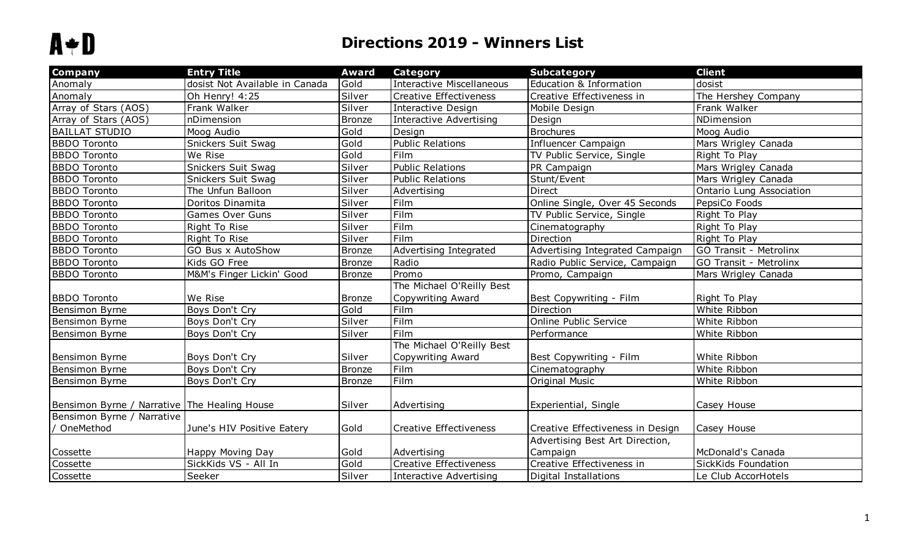A✦D

# Directions 2019 - Winners List

| Company | Entry Title | Award | Category | Subcategory | Client |
|---|---|---|---|---|---|
| Anomaly | dosist Not Available in Canada | Gold | Interactive Miscellaneous | Education & Information | dosist |
| Anomaly | Oh Henry! 4:25 | Silver | Creative Effectiveness | Creative Effectiveness in | The Hershey Company |
| Array of Stars (AOS) | Frank Walker | Silver | Interactive Design | Mobile Design | Frank Walker |
| Array of Stars (AOS) | nDimension | Bronze | Interactive Advertising | Design | NDimension |
| BAILLAT STUDIO | Moog Audio | Gold | Design | Brochures | Moog Audio |
| BBDO Toronto | Snickers Suit Swag | Gold | Public Relations | Influencer Campaign | Mars Wrigley Canada |
| BBDO Toronto | We Rise | Gold | Film | TV Public Service, Single | Right To Play |
| BBDO Toronto | Snickers Suit Swag | Silver | Public Relations | PR Campaign | Mars Wrigley Canada |
| BBDO Toronto | Snickers Suit Swag | Silver | Public Relations | Stunt/Event | Mars Wrigley Canada |
| BBDO Toronto | The Unfun Balloon | Silver | Advertising | Direct | Ontario Lung Association |
| BBDO Toronto | Doritos Dinamita | Silver | Film | Online Single, Over 45 Seconds | PepsiCo Foods |
| BBDO Toronto | Games Over Guns | Silver | Film | TV Public Service, Single | Right To Play |
| BBDO Toronto | Right To Rise | Silver | Film | Cinematography | Right To Play |
| BBDO Toronto | Right To Rise | Silver | Film | Direction | Right To Play |
| BBDO Toronto | GO Bus x AutoShow | Bronze | Advertising Integrated | Advertising Integrated Campaign | GO Transit - Metrolinx |
| BBDO Toronto | Kids GO Free | Bronze | Radio | Radio Public Service, Campaign | GO Transit - Metrolinx |
| BBDO Toronto | M&M's Finger Lickin' Good | Bronze | Promo | Promo, Campaign | Mars Wrigley Canada |
| BBDO Toronto | We Rise | Bronze | The Michael O'Reilly Best Copywriting Award | Best Copywriting - Film | Right To Play |
| Bensimon Byrne | Boys Don't Cry | Gold | Film | Direction | White Ribbon |
| Bensimon Byrne | Boys Don't Cry | Silver | Film | Online Public Service | White Ribbon |
| Bensimon Byrne | Boys Don't Cry | Silver | Film | Performance | White Ribbon |
| Bensimon Byrne | Boys Don't Cry | Silver | The Michael O'Reilly Best Copywriting Award | Best Copywriting - Film | White Ribbon |
| Bensimon Byrne | Boys Don't Cry | Bronze | Film | Cinematography | White Ribbon |
| Bensimon Byrne | Boys Don't Cry | Bronze | Film | Original Music | White Ribbon |
| Bensimon Byrne / Narrative | The Healing House | Silver | Advertising | Experiential, Single | Casey House |
| Bensimon Byrne / Narrative / OneMethod | June's HIV Positive Eatery | Gold | Creative Effectiveness | Creative Effectiveness in Design | Casey House |
| Cossette | Happy Moving Day | Gold | Advertising | Advertising Best Art Direction, Campaign | McDonald's Canada |
| Cossette | SickKids VS - All In | Gold | Creative Effectiveness | Creative Effectiveness in | SickKids Foundation |
| Cossette | Seeker | Silver | Interactive Advertising | Digital Installations | Le Club AccorHotels |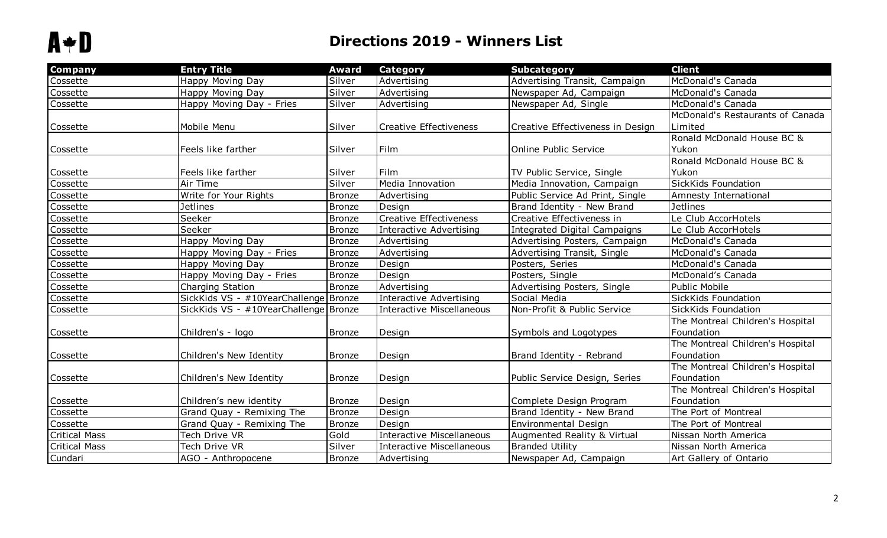# Directions 2019 - Winners List

| Company | Entry Title | Award | Category | Subcategory | Client |
|---|---|---|---|---|---|
| Cossette | Happy Moving Day | Silver | Advertising | Advertising Transit, Campaign | McDonald's Canada |
| Cossette | Happy Moving Day | Silver | Advertising | Newspaper Ad, Campaign | McDonald's Canada |
| Cossette | Happy Moving Day - Fries | Silver | Advertising | Newspaper Ad, Single | McDonald's Canada |
| Cossette | Mobile Menu | Silver | Creative Effectiveness | Creative Effectiveness in Design | McDonald's Restaurants of Canada Limited |
| Cossette | Feels like farther | Silver | Film | Online Public Service | Ronald McDonald House BC & Yukon |
| Cossette | Feels like farther | Silver | Film | TV Public Service, Single | Ronald McDonald House BC & Yukon |
| Cossette | Air Time | Silver | Media Innovation | Media Innovation, Campaign | SickKids Foundation |
| Cossette | Write for Your Rights | Bronze | Advertising | Public Service Ad Print, Single | Amnesty International |
| Cossette | Jetlines | Bronze | Design | Brand Identity - New Brand | Jetlines |
| Cossette | Seeker | Bronze | Creative Effectiveness | Creative Effectiveness in | Le Club AccorHotels |
| Cossette | Seeker | Bronze | Interactive Advertising | Integrated Digital Campaigns | Le Club AccorHotels |
| Cossette | Happy Moving Day | Bronze | Advertising | Advertising Posters, Campaign | McDonald's Canada |
| Cossette | Happy Moving Day - Fries | Bronze | Advertising | Advertising Transit, Single | McDonald's Canada |
| Cossette | Happy Moving Day | Bronze | Design | Posters, Series | McDonald's Canada |
| Cossette | Happy Moving Day - Fries | Bronze | Design | Posters, Single | McDonald’s Canada |
| Cossette | Charging Station | Bronze | Advertising | Advertising Posters, Single | Public Mobile |
| Cossette | SickKids VS - #10YearChallenge | Bronze | Interactive Advertising | Social Media | SickKids Foundation |
| Cossette | SickKids VS - #10YearChallenge | Bronze | Interactive Miscellaneous | Non-Profit & Public Service | SickKids Foundation |
| Cossette | Children's - logo | Bronze | Design | Symbols and Logotypes | The Montreal Children's Hospital Foundation |
| Cossette | Children's New Identity | Bronze | Design | Brand Identity - Rebrand | The Montreal Children's Hospital Foundation |
| Cossette | Children's New Identity | Bronze | Design | Public Service Design, Series | The Montreal Children's Hospital Foundation |
| Cossette | Children’s new identity | Bronze | Design | Complete Design Program | The Montreal Children's Hospital Foundation |
| Cossette | Grand Quay - Remixing The | Bronze | Design | Brand Identity - New Brand | The Port of Montreal |
| Cossette | Grand Quay - Remixing The | Bronze | Design | Environmental Design | The Port of Montreal |
| Critical Mass | Tech Drive VR | Gold | Interactive Miscellaneous | Augmented Reality & Virtual | Nissan North America |
| Critical Mass | Tech Drive VR | Silver | Interactive Miscellaneous | Branded Utility | Nissan North America |
| Cundari | AGO - Anthropocene | Bronze | Advertising | Newspaper Ad, Campaign | Art Gallery of Ontario |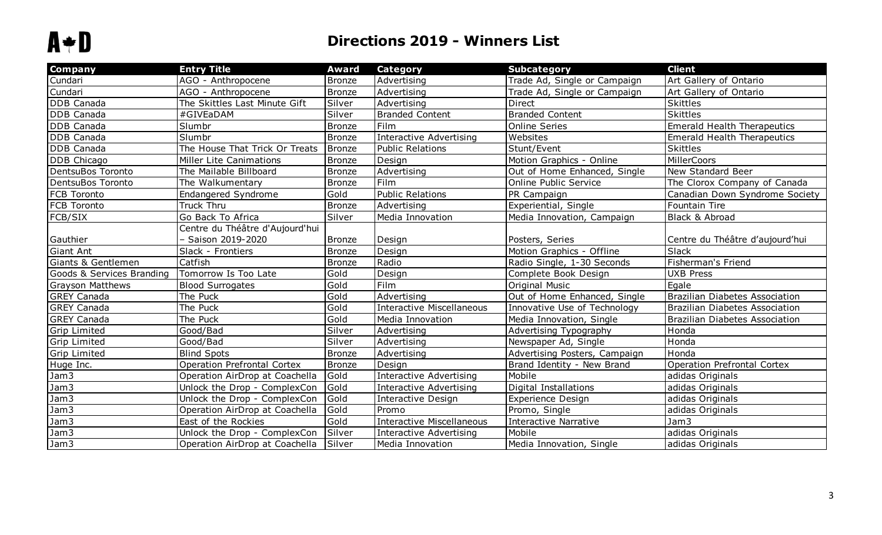## Directions 2019 - Winners List

| Company | Entry Title | Award | Category | Subcategory | Client |
| --- | --- | --- | --- | --- | --- |
| Cundari | AGO - Anthropocene | Bronze | Advertising | Trade Ad, Single or Campaign | Art Gallery of Ontario |
| Cundari | AGO - Anthropocene | Bronze | Advertising | Trade Ad, Single or Campaign | Art Gallery of Ontario |
| DDB Canada | The Skittles Last Minute Gift | Silver | Advertising | Direct | Skittles |
| DDB Canada | #GIVEaDAM | Silver | Branded Content | Branded Content | Skittles |
| DDB Canada | Slumbr | Bronze | Film | Online Series | Emerald Health Therapeutics |
| DDB Canada | Slumbr | Bronze | Interactive Advertising | Websites | Emerald Health Therapeutics |
| DDB Canada | The House That Trick Or Treats | Bronze | Public Relations | Stunt/Event | Skittles |
| DDB Chicago | Miller Lite Canimations | Bronze | Design | Motion Graphics - Online | MillerCoors |
| DentsuBos Toronto | The Mailable Billboard | Bronze | Advertising | Out of Home Enhanced, Single | New Standard Beer |
| DentsuBos Toronto | The Walkumentary | Bronze | Film | Online Public Service | The Clorox Company of Canada |
| FCB Toronto | Endangered Syndrome | Gold | Public Relations | PR Campaign | Canadian Down Syndrome Society |
| FCB Toronto | Truck Thru | Bronze | Advertising | Experiential, Single | Fountain Tire |
| FCB/SIX | Go Back To Africa | Silver | Media Innovation | Media Innovation, Campaign | Black & Abroad |
| Gauthier | Centre du Théâtre d'Aujourd'hui – Saison 2019-2020 | Bronze | Design | Posters, Series | Centre du Théâtre d'aujourd'hui |
| Giant Ant | Slack - Frontiers | Bronze | Design | Motion Graphics - Offline | Slack |
| Giants & Gentlemen | Catfish | Bronze | Radio | Radio Single, 1-30 Seconds | Fisherman's Friend |
| Goods & Services Branding | Tomorrow Is Too Late | Gold | Design | Complete Book Design | UXB Press |
| Grayson Matthews | Blood Surrogates | Gold | Film | Original Music | Egale |
| GREY Canada | The Puck | Gold | Advertising | Out of Home Enhanced, Single | Brazilian Diabetes Association |
| GREY Canada | The Puck | Gold | Interactive Miscellaneous | Innovative Use of Technology | Brazilian Diabetes Association |
| GREY Canada | The Puck | Gold | Media Innovation | Media Innovation, Single | Brazilian Diabetes Association |
| Grip Limited | Good/Bad | Silver | Advertising | Advertising Typography | Honda |
| Grip Limited | Good/Bad | Silver | Advertising | Newspaper Ad, Single | Honda |
| Grip Limited | Blind Spots | Bronze | Advertising | Advertising Posters, Campaign | Honda |
| Huge Inc. | Operation Prefrontal Cortex | Bronze | Design | Brand Identity - New Brand | Operation Prefrontal Cortex |
| Jam3 | Operation AirDrop at Coachella | Gold | Interactive Advertising | Mobile | adidas Originals |
| Jam3 | Unlock the Drop - ComplexCon | Gold | Interactive Advertising | Digital Installations | adidas Originals |
| Jam3 | Unlock the Drop - ComplexCon | Gold | Interactive Design | Experience Design | adidas Originals |
| Jam3 | Operation AirDrop at Coachella | Gold | Promo | Promo, Single | adidas Originals |
| Jam3 | East of the Rockies | Gold | Interactive Miscellaneous | Interactive Narrative | Jam3 |
| Jam3 | Unlock the Drop - ComplexCon | Silver | Interactive Advertising | Mobile | adidas Originals |
| Jam3 | Operation AirDrop at Coachella | Silver | Media Innovation | Media Innovation, Single | adidas Originals |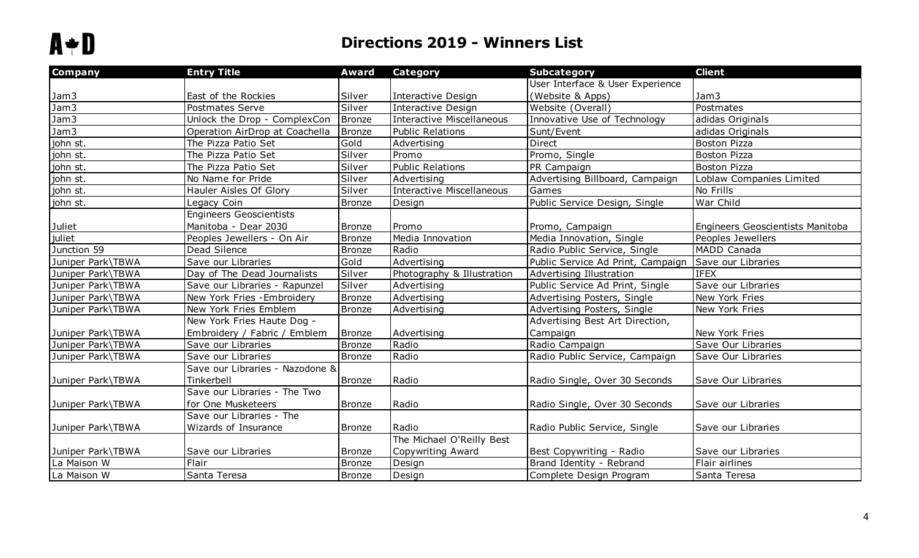# Directions 2019 - Winners List

| Company | Entry Title | Award | Category | Subcategory | Client |
|---|---|---|---|---|---|
| Jam3 | East of the Rockies | Silver | Interactive Design | User Interface & User Experience (Website & Apps) | Jam3 |
| Jam3 | Postmates Serve | Silver | Interactive Design | Website (Overall) | Postmates |
| Jam3 | Unlock the Drop - ComplexCon | Bronze | Interactive Miscellaneous | Innovative Use of Technology | adidas Originals |
| Jam3 | Operation AirDrop at Coachella | Bronze | Public Relations | Sunt/Event | adidas Originals |
| john st. | The Pizza Patio Set | Gold | Advertising | Direct | Boston Pizza |
| john st. | The Pizza Patio Set | Silver | Promo | Promo, Single | Boston Pizza |
| john st. | The Pizza Patio Set | Silver | Public Relations | PR Campaign | Boston Pizza |
| john st. | No Name for Pride | Silver | Advertising | Advertising Billboard, Campaign | Loblaw Companies Limited |
| john st. | Hauler Aisles Of Glory | Silver | Interactive Miscellaneous | Games | No Frills |
| john st. | Legacy Coin | Bronze | Design | Public Service Design, Single | War Child |
| Juliet | Engineers Geoscientists Manitoba - Dear 2030 | Bronze | Promo | Promo, Campaign | Engineers Geoscientists Manitoba |
| juliet | Peoples Jewellers - On Air | Bronze | Media Innovation | Media Innovation, Single | Peoples Jewellers |
| Junction 59 | Dead Silence | Bronze | Radio | Radio Public Service, Single | MADD Canada |
| Juniper Park\TBWA | Save our Libraries | Gold | Advertising | Public Service Ad Print, Campaign | Save our Libraries |
| Juniper Park\TBWA | Day of The Dead Journalists | Silver | Photography & Illustration | Advertising Illustration | IFEX |
| Juniper Park\TBWA | Save our Libraries - Rapunzel | Silver | Advertising | Public Service Ad Print, Single | Save our Libraries |
| Juniper Park\TBWA | New York Fries -Embroidery | Bronze | Advertising | Advertising Posters, Single | New York Fries |
| Juniper Park\TBWA | New York Fries Emblem | Bronze | Advertising | Advertising Posters, Single | New York Fries |
| Juniper Park\TBWA | New York Fries Haute Dog - Embroidery / Fabric / Emblem | Bronze | Advertising | Advertising Best Art Direction, Campaign | New York Fries |
| Juniper Park\TBWA | Save our Libraries | Bronze | Radio | Radio Campaign | Save Our Libraries |
| Juniper Park\TBWA | Save our Libraries | Bronze | Radio | Radio Public Service, Campaign | Save Our Libraries |
| Juniper Park\TBWA | Save our Libraries - Nazodone & Tinkerbell | Bronze | Radio | Radio Single, Over 30 Seconds | Save Our Libraries |
| Juniper Park\TBWA | Save our Libraries - The Two for One Musketeers | Bronze | Radio | Radio Single, Over 30 Seconds | Save our Libraries |
| Juniper Park\TBWA | Save our Libraries - The Wizards of Insurance | Bronze | Radio | Radio Public Service, Single | Save our Libraries |
| Juniper Park\TBWA | Save our Libraries | Bronze | The Michael O'Reilly Best Copywriting Award | Best Copywriting - Radio | Save our Libraries |
| La Maison W | Flair | Bronze | Design | Brand Identity - Rebrand | Flair airlines |
| La Maison W | Santa Teresa | Bronze | Design | Complete Design Program | Santa Teresa |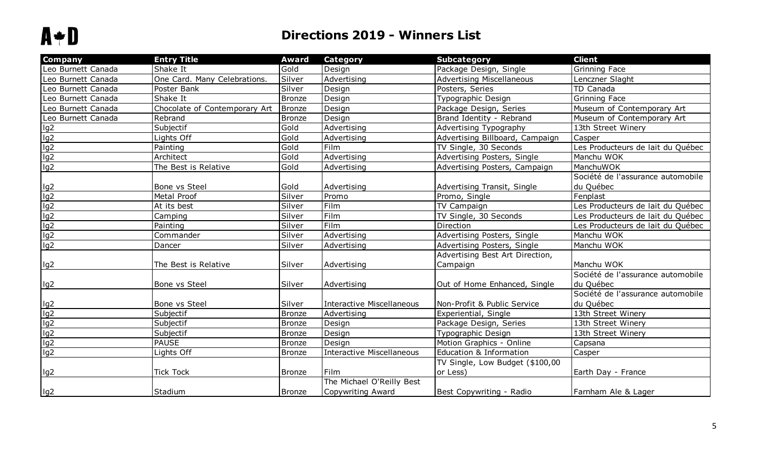## Directions 2019 - Winners List

| Company | Entry Title | Award | Category | Subcategory | Client |
|---|---|---|---|---|---|
| Leo Burnett Canada | Shake It | Gold | Design | Package Design, Single | Grinning Face |
| Leo Burnett Canada | One Card. Many Celebrations. | Silver | Advertising | Advertising Miscellaneous | Lenczner Slaght |
| Leo Burnett Canada | Poster Bank | Silver | Design | Posters, Series | TD Canada |
| Leo Burnett Canada | Shake It | Bronze | Design | Typographic Design | Grinning Face |
| Leo Burnett Canada | Chocolate of Contemporary Art | Bronze | Design | Package Design, Series | Museum of Contemporary Art |
| Leo Burnett Canada | Rebrand | Bronze | Design | Brand Identity - Rebrand | Museum of Contemporary Art |
| lg2 | Subjectif | Gold | Advertising | Advertising Typography | 13th Street Winery |
| lg2 | Lights Off | Gold | Advertising | Advertising Billboard, Campaign | Casper |
| lg2 | Painting | Gold | Film | TV Single, 30 Seconds | Les Producteurs de lait du Québec |
| lg2 | Architect | Gold | Advertising | Advertising Posters, Single | Manchu WOK |
| lg2 | The Best is Relative | Gold | Advertising | Advertising Posters, Campaign | ManchuWOK |
| lg2 | Bone vs Steel | Gold | Advertising | Advertising Transit, Single | Société de l'assurance automobile du Québec |
| lg2 | Metal Proof | Silver | Promo | Promo, Single | Fenplast |
| lg2 | At its best | Silver | Film | TV Campaign | Les Producteurs de lait du Québec |
| lg2 | Camping | Silver | Film | TV Single, 30 Seconds | Les Producteurs de lait du Québec |
| lg2 | Painting | Silver | Film | Direction | Les Producteurs de lait du Québec |
| lg2 | Commander | Silver | Advertising | Advertising Posters, Single | Manchu WOK |
| lg2 | Dancer | Silver | Advertising | Advertising Posters, Single | Manchu WOK |
| lg2 | The Best is Relative | Silver | Advertising | Advertising Best Art Direction, Campaign | Manchu WOK |
| lg2 | Bone vs Steel | Silver | Advertising | Out of Home Enhanced, Single | Société de l'assurance automobile du Québec |
| lg2 | Bone vs Steel | Silver | Interactive Miscellaneous | Non-Profit & Public Service | Société de l'assurance automobile du Québec |
| lg2 | Subjectif | Bronze | Advertising | Experiential, Single | 13th Street Winery |
| lg2 | Subjectif | Bronze | Design | Package Design, Series | 13th Street Winery |
| lg2 | Subjectif | Bronze | Design | Typographic Design | 13th Street Winery |
| lg2 | PAUSE | Bronze | Design | Motion Graphics - Online | Capsana |
| lg2 | Lights Off | Bronze | Interactive Miscellaneous | Education & Information | Casper |
| lg2 | Tick Tock | Bronze | Film | TV Single, Low Budget ($100,00 or Less) | Earth Day - France |
| lg2 | Stadium | Bronze | The Michael O'Reilly Best Copywriting Award | Best Copywriting - Radio | Farnham Ale & Lager |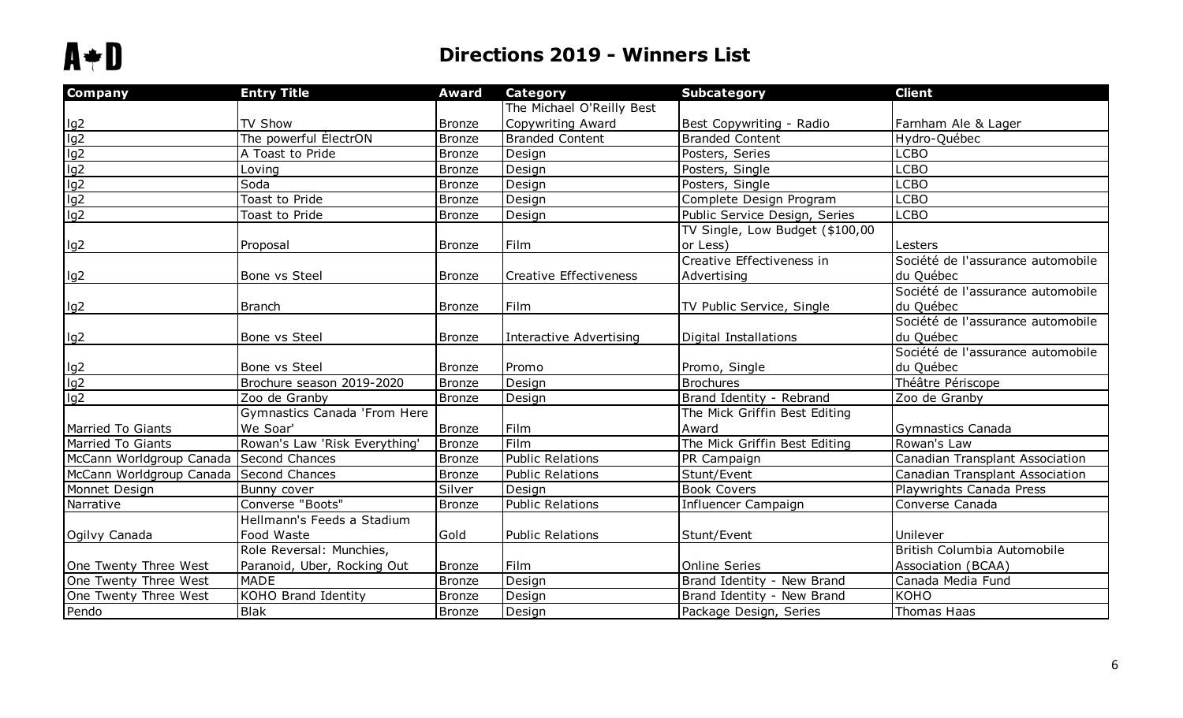# Directions 2019 - Winners List

| Company | Entry Title | Award | Category | Subcategory | Client |
| --- | --- | --- | --- | --- | --- |
| lg2 | TV Show | Bronze | The Michael O'Reilly Best Copywriting Award | Best Copywriting - Radio | Farnham Ale & Lager |
| lg2 | The powerful ÉlectrON | Bronze | Branded Content | Branded Content | Hydro-Québec |
| lg2 | A Toast to Pride | Bronze | Design | Posters, Series | LCBO |
| lg2 | Loving | Bronze | Design | Posters, Single | LCBO |
| lg2 | Soda | Bronze | Design | Posters, Single | LCBO |
| lg2 | Toast to Pride | Bronze | Design | Complete Design Program | LCBO |
| lg2 | Toast to Pride | Bronze | Design | Public Service Design, Series | LCBO |
| lg2 | Proposal | Bronze | Film | TV Single, Low Budget ($100,00 or Less) | Lesters |
| lg2 | Bone vs Steel | Bronze | Creative Effectiveness | Creative Effectiveness in Advertising | Société de l'assurance automobile du Québec |
| lg2 | Branch | Bronze | Film | TV Public Service, Single | Société de l'assurance automobile du Québec |
| lg2 | Bone vs Steel | Bronze | Interactive Advertising | Digital Installations | Société de l'assurance automobile du Québec |
| lg2 | Bone vs Steel | Bronze | Promo | Promo, Single | Société de l'assurance automobile du Québec |
| lg2 | Brochure season 2019-2020 | Bronze | Design | Brochures | Théâtre Périscope |
| lg2 | Zoo de Granby | Bronze | Design | Brand Identity - Rebrand | Zoo de Granby |
| Married To Giants | Gymnastics Canada 'From Here We Soar' | Bronze | Film | The Mick Griffin Best Editing Award | Gymnastics Canada |
| Married To Giants | Rowan's Law 'Risk Everything' | Bronze | Film | The Mick Griffin Best Editing | Rowan's Law |
| McCann Worldgroup Canada | Second Chances | Bronze | Public Relations | PR Campaign | Canadian Transplant Association |
| McCann Worldgroup Canada | Second Chances | Bronze | Public Relations | Stunt/Event | Canadian Transplant Association |
| Monnet Design | Bunny cover | Silver | Design | Book Covers | Playwrights Canada Press |
| Narrative | Converse "Boots" | Bronze | Public Relations | Influencer Campaign | Converse Canada |
| Ogilvy Canada | Hellmann's Feeds a Stadium Food Waste | Gold | Public Relations | Stunt/Event | Unilever |
| One Twenty Three West | Role Reversal: Munchies, Paranoid, Uber, Rocking Out | Bronze | Film | Online Series | British Columbia Automobile Association (BCAA) |
| One Twenty Three West | MADE | Bronze | Design | Brand Identity - New Brand | Canada Media Fund |
| One Twenty Three West | KOHO Brand Identity | Bronze | Design | Brand Identity - New Brand | KOHO |
| Pendo | Blak | Bronze | Design | Package Design, Series | Thomas Haas |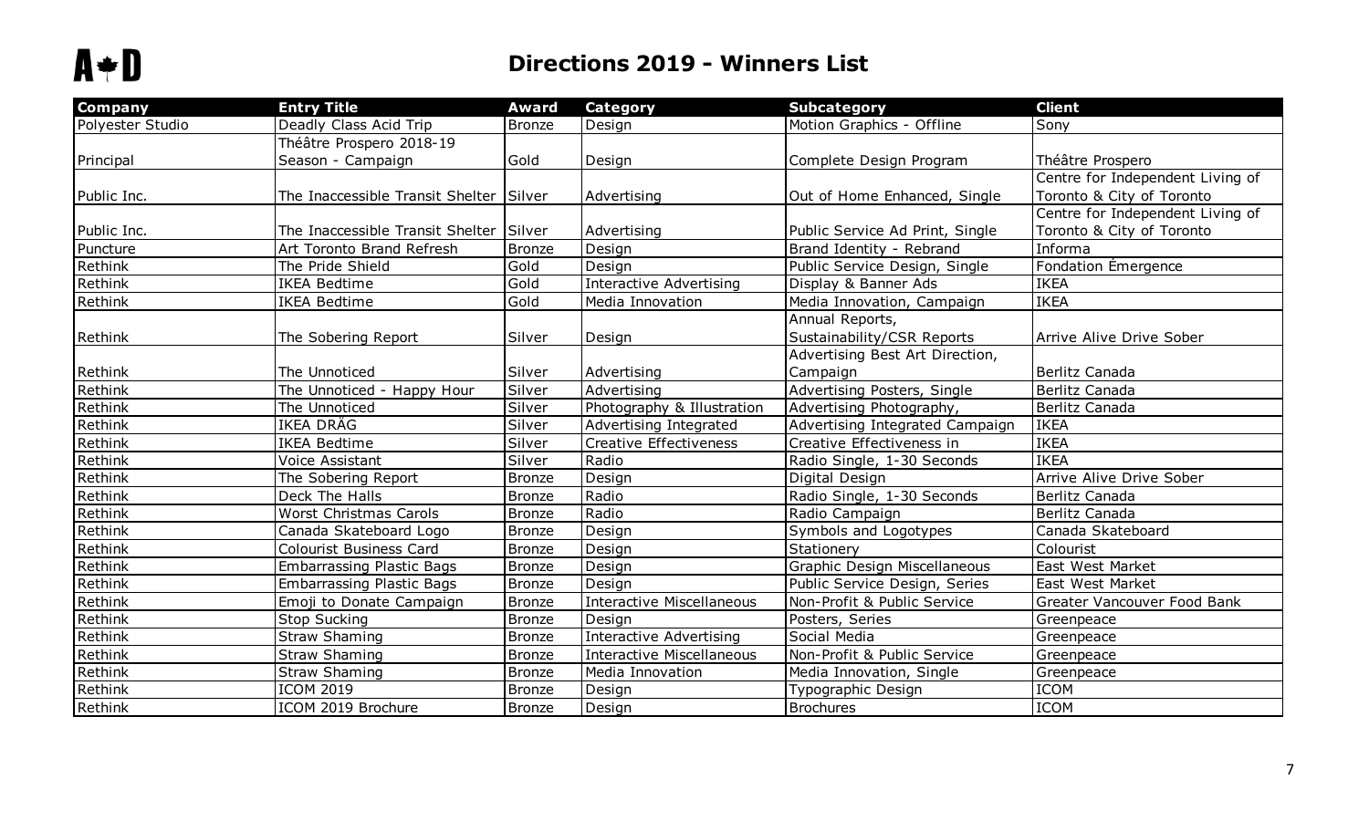# Directions 2019 - Winners List

| Company | Entry Title | Award | Category | Subcategory | Client |
| --- | --- | --- | --- | --- | --- |
| Polyester Studio | Deadly Class Acid Trip | Bronze | Design | Motion Graphics - Offline | Sony |
| Principal | Théâtre Prospero 2018-19 Season - Campaign | Gold | Design | Complete Design Program | Théâtre Prospero |
| Public Inc. | The Inaccessible Transit Shelter | Silver | Advertising | Out of Home Enhanced, Single | Centre for Independent Living of Toronto & City of Toronto |
| Public Inc. | The Inaccessible Transit Shelter | Silver | Advertising | Public Service Ad Print, Single | Centre for Independent Living of Toronto & City of Toronto |
| Puncture | Art Toronto Brand Refresh | Bronze | Design | Brand Identity - Rebrand | Informa |
| Rethink | The Pride Shield | Gold | Design | Public Service Design, Single | Fondation Émergence |
| Rethink | IKEA Bedtime | Gold | Interactive Advertising | Display & Banner Ads | IKEA |
| Rethink | IKEA Bedtime | Gold | Media Innovation | Media Innovation, Campaign | IKEA |
| Rethink | The Sobering Report | Silver | Design | Annual Reports, Sustainability/CSR Reports | Arrive Alive Drive Sober |
| Rethink | The Unnoticed | Silver | Advertising | Advertising Best Art Direction, Campaign | Berlitz Canada |
| Rethink | The Unnoticed - Happy Hour | Silver | Advertising | Advertising Posters, Single | Berlitz Canada |
| Rethink | The Unnoticed | Silver | Photography & Illustration | Advertising Photography, | Berlitz Canada |
| Rethink | IKEA DRÄG | Silver | Advertising Integrated | Advertising Integrated Campaign | IKEA |
| Rethink | IKEA Bedtime | Silver | Creative Effectiveness | Creative Effectiveness in | IKEA |
| Rethink | Voice Assistant | Silver | Radio | Radio Single, 1-30 Seconds | IKEA |
| Rethink | The Sobering Report | Bronze | Design | Digital Design | Arrive Alive Drive Sober |
| Rethink | Deck The Halls | Bronze | Radio | Radio Single, 1-30 Seconds | Berlitz Canada |
| Rethink | Worst Christmas Carols | Bronze | Radio | Radio Campaign | Berlitz Canada |
| Rethink | Canada Skateboard Logo | Bronze | Design | Symbols and Logotypes | Canada Skateboard |
| Rethink | Colourist Business Card | Bronze | Design | Stationery | Colourist |
| Rethink | Embarrassing Plastic Bags | Bronze | Design | Graphic Design Miscellaneous | East West Market |
| Rethink | Embarrassing Plastic Bags | Bronze | Design | Public Service Design, Series | East West Market |
| Rethink | Emoji to Donate Campaign | Bronze | Interactive Miscellaneous | Non-Profit & Public Service | Greater Vancouver Food Bank |
| Rethink | Stop Sucking | Bronze | Design | Posters, Series | Greenpeace |
| Rethink | Straw Shaming | Bronze | Interactive Advertising | Social Media | Greenpeace |
| Rethink | Straw Shaming | Bronze | Interactive Miscellaneous | Non-Profit & Public Service | Greenpeace |
| Rethink | Straw Shaming | Bronze | Media Innovation | Media Innovation, Single | Greenpeace |
| Rethink | ICOM 2019 | Bronze | Design | Typographic Design | ICOM |
| Rethink | ICOM 2019 Brochure | Bronze | Design | Brochures | ICOM |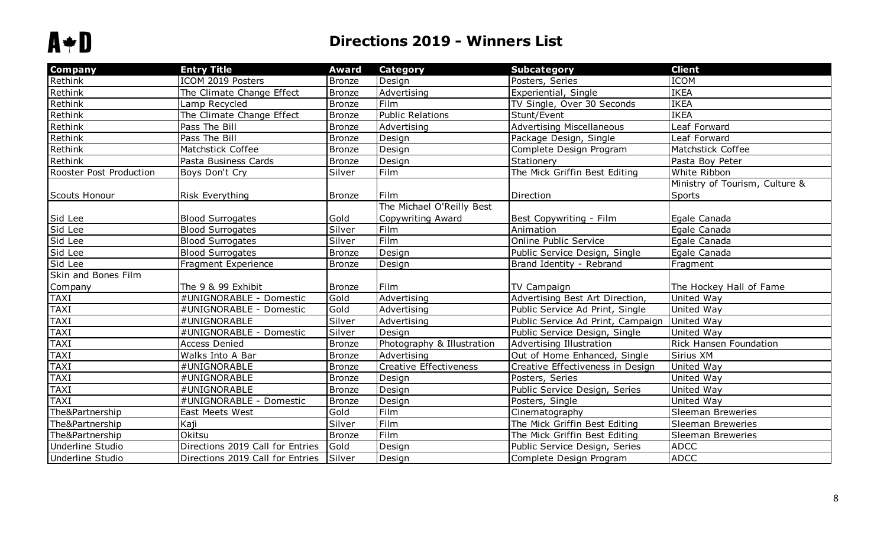## Directions 2019 - Winners List

| Company | Entry Title | Award | Category | Subcategory | Client |
|---|---|---|---|---|---|
| Rethink | ICOM 2019 Posters | Bronze | Design | Posters, Series | ICOM |
| Rethink | The Climate Change Effect | Bronze | Advertising | Experiential, Single | IKEA |
| Rethink | Lamp Recycled | Bronze | Film | TV Single, Over 30 Seconds | IKEA |
| Rethink | The Climate Change Effect | Bronze | Public Relations | Stunt/Event | IKEA |
| Rethink | Pass The Bill | Bronze | Advertising | Advertising Miscellaneous | Leaf Forward |
| Rethink | Pass The Bill | Bronze | Design | Package Design, Single | Leaf Forward |
| Rethink | Matchstick Coffee | Bronze | Design | Complete Design Program | Matchstick Coffee |
| Rethink | Pasta Business Cards | Bronze | Design | Stationery | Pasta Boy Peter |
| Rooster Post Production | Boys Don't Cry | Silver | Film | The Mick Griffin Best Editing | White Ribbon |
| Scouts Honour | Risk Everything | Bronze | Film | Direction | Ministry of Tourism, Culture & Sports |
| Sid Lee | Blood Surrogates | Gold | The Michael O'Reilly Best Copywriting Award | Best Copywriting - Film | Egale Canada |
| Sid Lee | Blood Surrogates | Silver | Film | Animation | Egale Canada |
| Sid Lee | Blood Surrogates | Silver | Film | Online Public Service | Egale Canada |
| Sid Lee | Blood Surrogates | Bronze | Design | Public Service Design, Single | Egale Canada |
| Sid Lee | Fragment Experience | Bronze | Design | Brand Identity - Rebrand | Fragment |
| Skin and Bones Film Company | The 9 & 99 Exhibit | Bronze | Film | TV Campaign | The Hockey Hall of Fame |
| TAXI | #UNIGNORABLE - Domestic | Gold | Advertising | Advertising Best Art Direction, | United Way |
| TAXI | #UNIGNORABLE - Domestic | Gold | Advertising | Public Service Ad Print, Single | United Way |
| TAXI | #UNIGNORABLE | Silver | Advertising | Public Service Ad Print, Campaign | United Way |
| TAXI | #UNIGNORABLE - Domestic | Silver | Design | Public Service Design, Single | United Way |
| TAXI | Access Denied | Bronze | Photography & Illustration | Advertising Illustration | Rick Hansen Foundation |
| TAXI | Walks Into A Bar | Bronze | Advertising | Out of Home Enhanced, Single | Sirius XM |
| TAXI | #UNIGNORABLE | Bronze | Creative Effectiveness | Creative Effectiveness in Design | United Way |
| TAXI | #UNIGNORABLE | Bronze | Design | Posters, Series | United Way |
| TAXI | #UNIGNORABLE | Bronze | Design | Public Service Design, Series | United Way |
| TAXI | #UNIGNORABLE - Domestic | Bronze | Design | Posters, Single | United Way |
| The&Partnership | East Meets West | Gold | Film | Cinematography | Sleeman Breweries |
| The&Partnership | Kaji | Silver | Film | The Mick Griffin Best Editing | Sleeman Breweries |
| The&Partnership | Okitsu | Bronze | Film | The Mick Griffin Best Editing | Sleeman Breweries |
| Underline Studio | Directions 2019 Call for Entries | Gold | Design | Public Service Design, Series | ADCC |
| Underline Studio | Directions 2019 Call for Entries | Silver | Design | Complete Design Program | ADCC |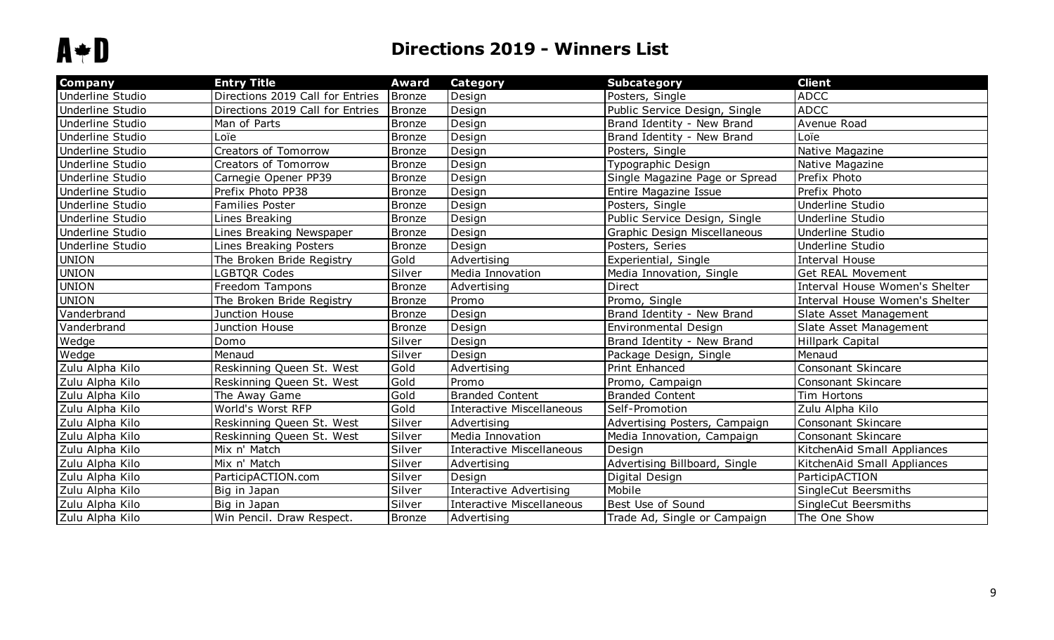# Directions 2019 - Winners List

| Company | Entry Title | Award | Category | Subcategory | Client |
|---|---|---|---|---|---|
| Underline Studio | Directions 2019 Call for Entries | Bronze | Design | Posters, Single | ADCC |
| Underline Studio | Directions 2019 Call for Entries | Bronze | Design | Public Service Design, Single | ADCC |
| Underline Studio | Man of Parts | Bronze | Design | Brand Identity - New Brand | Avenue Road |
| Underline Studio | Loïe | Bronze | Design | Brand Identity - New Brand | Loïe |
| Underline Studio | Creators of Tomorrow | Bronze | Design | Posters, Single | Native Magazine |
| Underline Studio | Creators of Tomorrow | Bronze | Design | Typographic Design | Native Magazine |
| Underline Studio | Carnegie Opener PP39 | Bronze | Design | Single Magazine Page or Spread | Prefix Photo |
| Underline Studio | Prefix Photo PP38 | Bronze | Design | Entire Magazine Issue | Prefix Photo |
| Underline Studio | Families Poster | Bronze | Design | Posters, Single | Underline Studio |
| Underline Studio | Lines Breaking | Bronze | Design | Public Service Design, Single | Underline Studio |
| Underline Studio | Lines Breaking Newspaper | Bronze | Design | Graphic Design Miscellaneous | Underline Studio |
| Underline Studio | Lines Breaking Posters | Bronze | Design | Posters, Series | Underline Studio |
| UNION | The Broken Bride Registry | Gold | Advertising | Experiential, Single | Interval House |
| UNION | LGBTQR Codes | Silver | Media Innovation | Media Innovation, Single | Get REAL Movement |
| UNION | Freedom Tampons | Bronze | Advertising | Direct | Interval House Women's Shelter |
| UNION | The Broken Bride Registry | Bronze | Promo | Promo, Single | Interval House Women's Shelter |
| Vanderbrand | Junction House | Bronze | Design | Brand Identity - New Brand | Slate Asset Management |
| Vanderbrand | Junction House | Bronze | Design | Environmental Design | Slate Asset Management |
| Wedge | Domo | Silver | Design | Brand Identity - New Brand | Hillpark Capital |
| Wedge | Menaud | Silver | Design | Package Design, Single | Menaud |
| Zulu Alpha Kilo | Reskinning Queen St. West | Gold | Advertising | Print Enhanced | Consonant Skincare |
| Zulu Alpha Kilo | Reskinning Queen St. West | Gold | Promo | Promo, Campaign | Consonant Skincare |
| Zulu Alpha Kilo | The Away Game | Gold | Branded Content | Branded Content | Tim Hortons |
| Zulu Alpha Kilo | World's Worst RFP | Gold | Interactive Miscellaneous | Self-Promotion | Zulu Alpha Kilo |
| Zulu Alpha Kilo | Reskinning Queen St. West | Silver | Advertising | Advertising Posters, Campaign | Consonant Skincare |
| Zulu Alpha Kilo | Reskinning Queen St. West | Silver | Media Innovation | Media Innovation, Campaign | Consonant Skincare |
| Zulu Alpha Kilo | Mix n' Match | Silver | Interactive Miscellaneous | Design | KitchenAid Small Appliances |
| Zulu Alpha Kilo | Mix n' Match | Silver | Advertising | Advertising Billboard, Single | KitchenAid Small Appliances |
| Zulu Alpha Kilo | ParticipACTION.com | Silver | Design | Digital Design | ParticipACTION |
| Zulu Alpha Kilo | Big in Japan | Silver | Interactive Advertising | Mobile | SingleCut Beersmiths |
| Zulu Alpha Kilo | Big in Japan | Silver | Interactive Miscellaneous | Best Use of Sound | SingleCut Beersmiths |
| Zulu Alpha Kilo | Win Pencil. Draw Respect. | Bronze | Advertising | Trade Ad, Single or Campaign | The One Show |